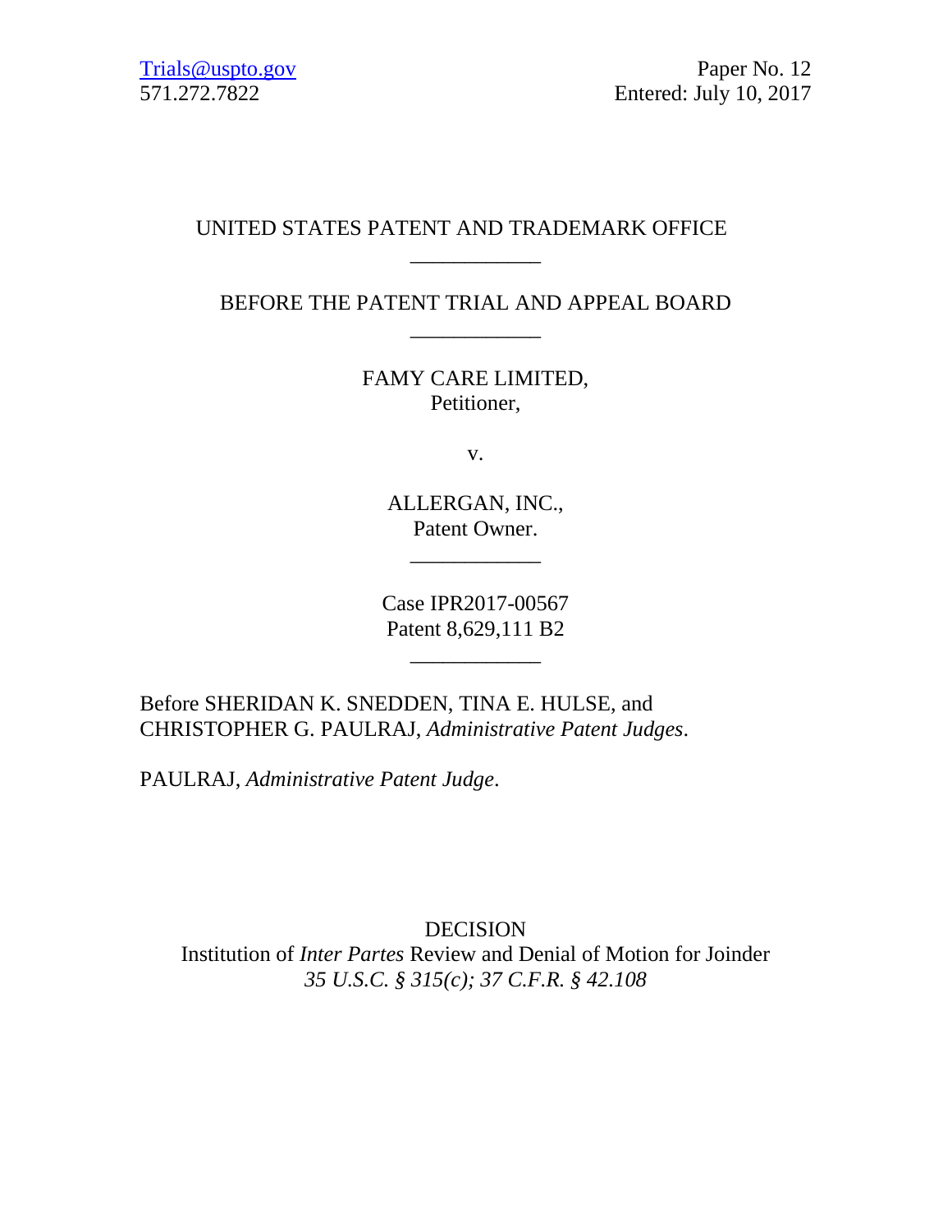Trials@uspto.gov
571.272.7822

Paper No. 12
Entered: July 10, 2017

UNITED STATES PATENT AND TRADEMARK OFFICE

---

BEFORE THE PATENT TRIAL AND APPEAL BOARD

---

FAMY CARE LIMITED,
Petitioner,

v.

ALLERGAN, INC.,
Patent Owner.

---

Case IPR2017-00567
Patent 8,629,111 B2

---

Before SHERIDAN K. SNEDDEN, TINA E. HULSE, and CHRISTOPHER G. PAULRAJ, *Administrative Patent Judges*.

PAULRAJ, *Administrative Patent Judge*.

DECISION
Institution of *Inter Partes* Review and Denial of Motion for Joinder
*35 U.S.C. § 315(c); 37 C.F.R. § 42.108*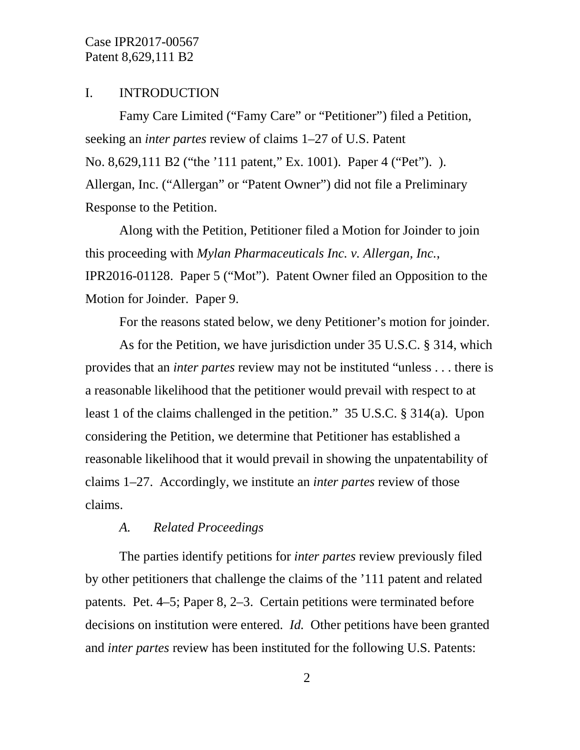# I. INTRODUCTION

Famy Care Limited ("Famy Care" or "Petitioner") filed a Petition, seeking an *inter partes* review of claims 1–27 of U.S. Patent No. 8,629,111 B2 ("the '111 patent," Ex. 1001). Paper 4 ("Pet"). ). Allergan, Inc. ("Allergan" or "Patent Owner") did not file a Preliminary Response to the Petition.

Along with the Petition, Petitioner filed a Motion for Joinder to join this proceeding with *Mylan Pharmaceuticals Inc. v. Allergan, Inc.*, IPR2016-01128. Paper 5 ("Mot"). Patent Owner filed an Opposition to the Motion for Joinder. Paper 9.

For the reasons stated below, we deny Petitioner's motion for joinder.

As for the Petition, we have jurisdiction under 35 U.S.C. § 314, which provides that an *inter partes* review may not be instituted "unless . . . there is a reasonable likelihood that the petitioner would prevail with respect to at least 1 of the claims challenged in the petition." 35 U.S.C. § 314(a). Upon considering the Petition, we determine that Petitioner has established a reasonable likelihood that it would prevail in showing the unpatentability of claims 1–27. Accordingly, we institute an *inter partes* review of those claims.

## *A. Related Proceedings*

The parties identify petitions for *inter partes* review previously filed by other petitioners that challenge the claims of the '111 patent and related patents. Pet. 4–5; Paper 8, 2–3. Certain petitions were terminated before decisions on institution were entered. *Id.* Other petitions have been granted and *inter partes* review has been instituted for the following U.S. Patents: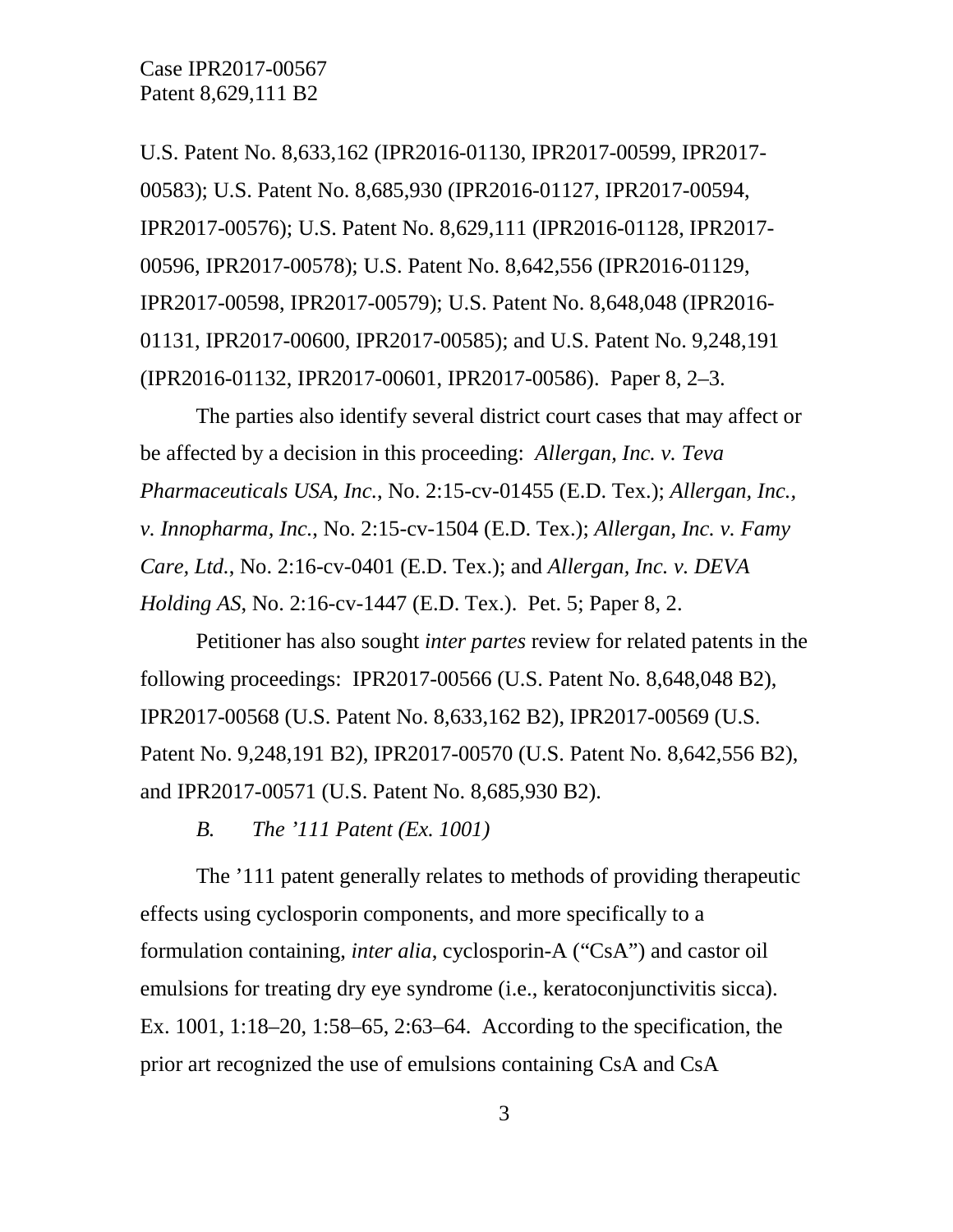U.S. Patent No. 8,633,162 (IPR2016-01130, IPR2017-00599, IPR2017-00583); U.S. Patent No. 8,685,930 (IPR2016-01127, IPR2017-00594, IPR2017-00576); U.S. Patent No. 8,629,111 (IPR2016-01128, IPR2017-00596, IPR2017-00578); U.S. Patent No. 8,642,556 (IPR2016-01129, IPR2017-00598, IPR2017-00579); U.S. Patent No. 8,648,048 (IPR2016-01131, IPR2017-00600, IPR2017-00585); and U.S. Patent No. 9,248,191 (IPR2016-01132, IPR2017-00601, IPR2017-00586). Paper 8, 2–3.

The parties also identify several district court cases that may affect or be affected by a decision in this proceeding: *Allergan, Inc. v. Teva Pharmaceuticals USA, Inc.*, No. 2:15-cv-01455 (E.D. Tex.); *Allergan, Inc., v. Innopharma, Inc.*, No. 2:15-cv-1504 (E.D. Tex.); *Allergan, Inc. v. Famy Care, Ltd.*, No. 2:16-cv-0401 (E.D. Tex.); and *Allergan, Inc. v. DEVA Holding AS*, No. 2:16-cv-1447 (E.D. Tex.). Pet. 5; Paper 8, 2.

Petitioner has also sought *inter partes* review for related patents in the following proceedings: IPR2017-00566 (U.S. Patent No. 8,648,048 B2), IPR2017-00568 (U.S. Patent No. 8,633,162 B2), IPR2017-00569 (U.S. Patent No. 9,248,191 B2), IPR2017-00570 (U.S. Patent No. 8,642,556 B2), and IPR2017-00571 (U.S. Patent No. 8,685,930 B2).

### *B. The '111 Patent (Ex. 1001)*

The '111 patent generally relates to methods of providing therapeutic effects using cyclosporin components, and more specifically to a formulation containing, *inter alia*, cyclosporin-A ("CsA") and castor oil emulsions for treating dry eye syndrome (i.e., keratoconjunctivitis sicca). Ex. 1001, 1:18–20, 1:58–65, 2:63–64. According to the specification, the prior art recognized the use of emulsions containing CsA and CsA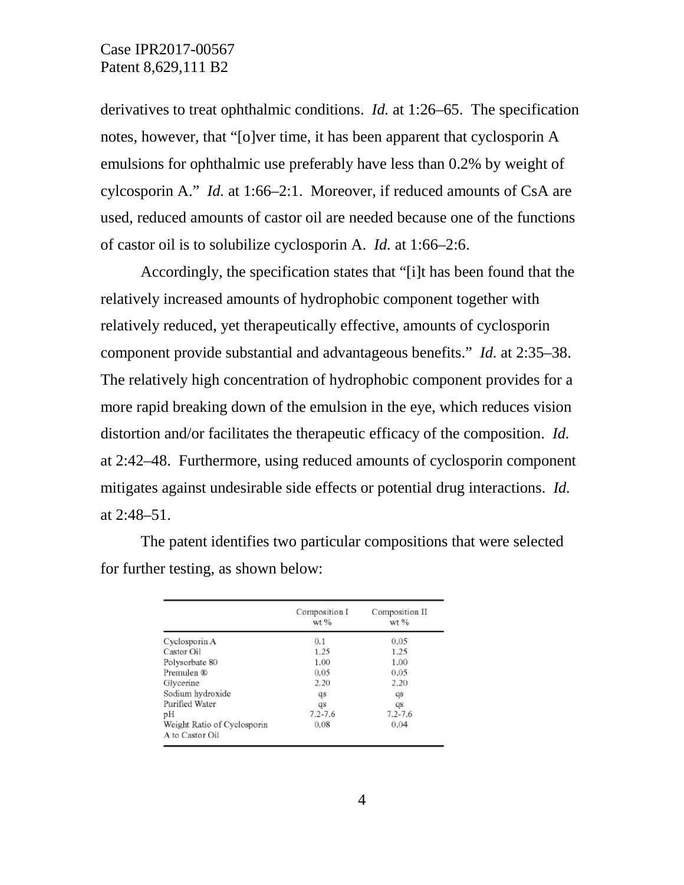derivatives to treat ophthalmic conditions. *Id.* at 1:26–65. The specification notes, however, that "[o]ver time, it has been apparent that cyclosporin A emulsions for ophthalmic use preferably have less than 0.2% by weight of cylcosporin A." *Id.* at 1:66–2:1. Moreover, if reduced amounts of CsA are used, reduced amounts of castor oil are needed because one of the functions of castor oil is to solubilize cyclosporin A. *Id.* at 1:66–2:6.

Accordingly, the specification states that "[i]t has been found that the relatively increased amounts of hydrophobic component together with relatively reduced, yet therapeutically effective, amounts of cyclosporin component provide substantial and advantageous benefits." *Id.* at 2:35–38. The relatively high concentration of hydrophobic component provides for a more rapid breaking down of the emulsion in the eye, which reduces vision distortion and/or facilitates the therapeutic efficacy of the composition. *Id.* at 2:42–48. Furthermore, using reduced amounts of cyclosporin component mitigates against undesirable side effects or potential drug interactions. *Id.* at 2:48–51.

The patent identifies two particular compositions that were selected for further testing, as shown below:

| | Composition I wt % | Composition II wt % |
|---|---|---|
| Cyclosporin A | 0.1 | 0.05 |
| Castor Oil | 1.25 | 1.25 |
| Polysorbate 80 | 1.00 | 1.00 |
| Premulen ® | 0.05 | 0.05 |
| Glycerine | 2.20 | 2.20 |
| Sodium hydroxide | qs | qs |
| Purified Water | qs | qs |
| pH | 7.2-7.6 | 7.2-7.6 |
| Weight Ratio of Cyclosporin A to Castor Oil | 0.08 | 0.04 |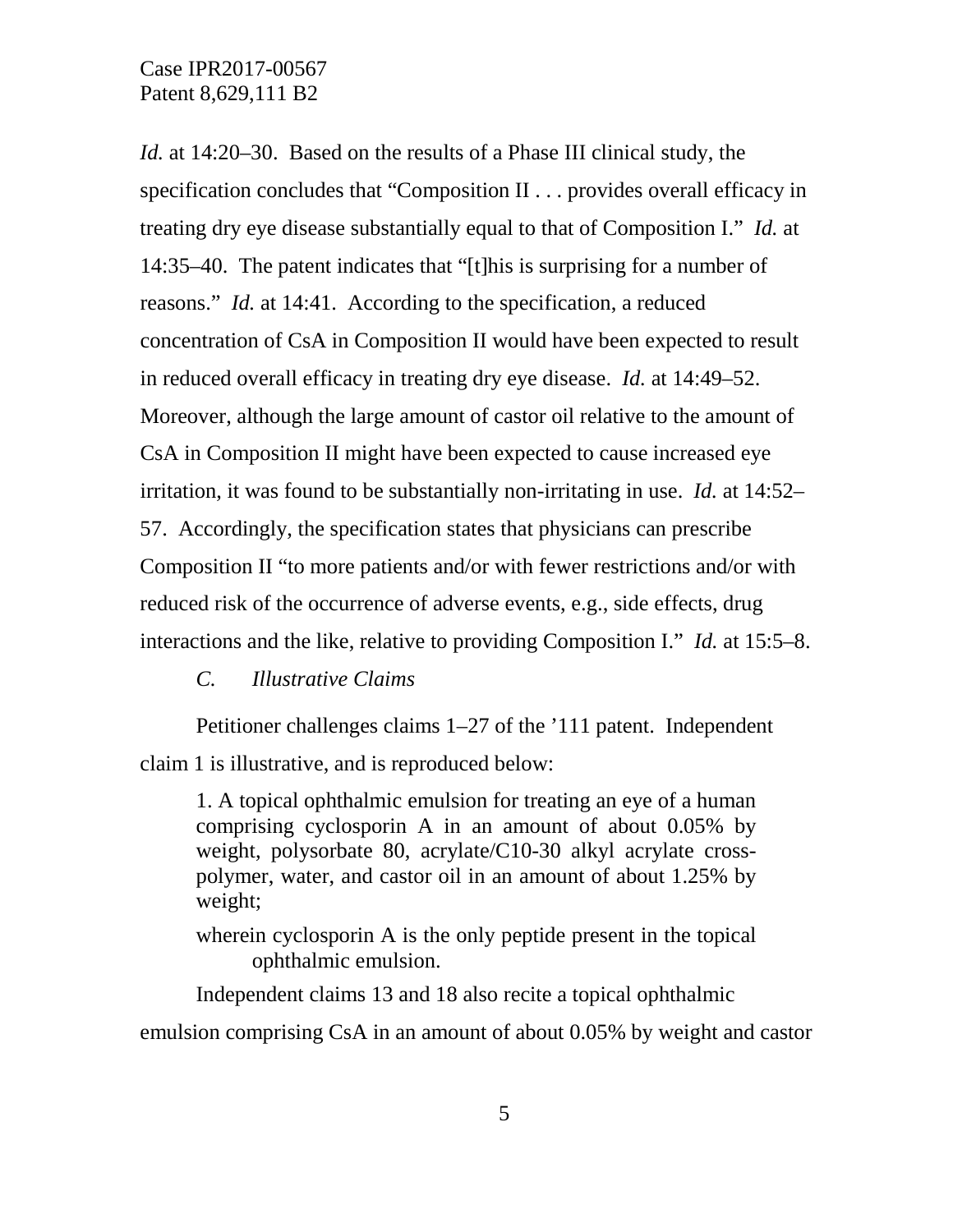*Id.* at 14:20–30. Based on the results of a Phase III clinical study, the specification concludes that "Composition II . . . provides overall efficacy in treating dry eye disease substantially equal to that of Composition I." *Id.* at 14:35–40. The patent indicates that "[t]his is surprising for a number of reasons." *Id.* at 14:41. According to the specification, a reduced concentration of CsA in Composition II would have been expected to result in reduced overall efficacy in treating dry eye disease. *Id.* at 14:49–52. Moreover, although the large amount of castor oil relative to the amount of CsA in Composition II might have been expected to cause increased eye irritation, it was found to be substantially non-irritating in use. *Id.* at 14:52–57. Accordingly, the specification states that physicians can prescribe Composition II "to more patients and/or with fewer restrictions and/or with reduced risk of the occurrence of adverse events, e.g., side effects, drug interactions and the like, relative to providing Composition I." *Id.* at 15:5–8.

### *C. Illustrative Claims*

Petitioner challenges claims 1–27 of the '111 patent. Independent claim 1 is illustrative, and is reproduced below:

> 1. A topical ophthalmic emulsion for treating an eye of a human comprising cyclosporin A in an amount of about 0.05% by weight, polysorbate 80, acrylate/C10-30 alkyl acrylate cross-polymer, water, and castor oil in an amount of about 1.25% by weight;
>
> wherein cyclosporin A is the only peptide present in the topical ophthalmic emulsion.

Independent claims 13 and 18 also recite a topical ophthalmic emulsion comprising CsA in an amount of about 0.05% by weight and castor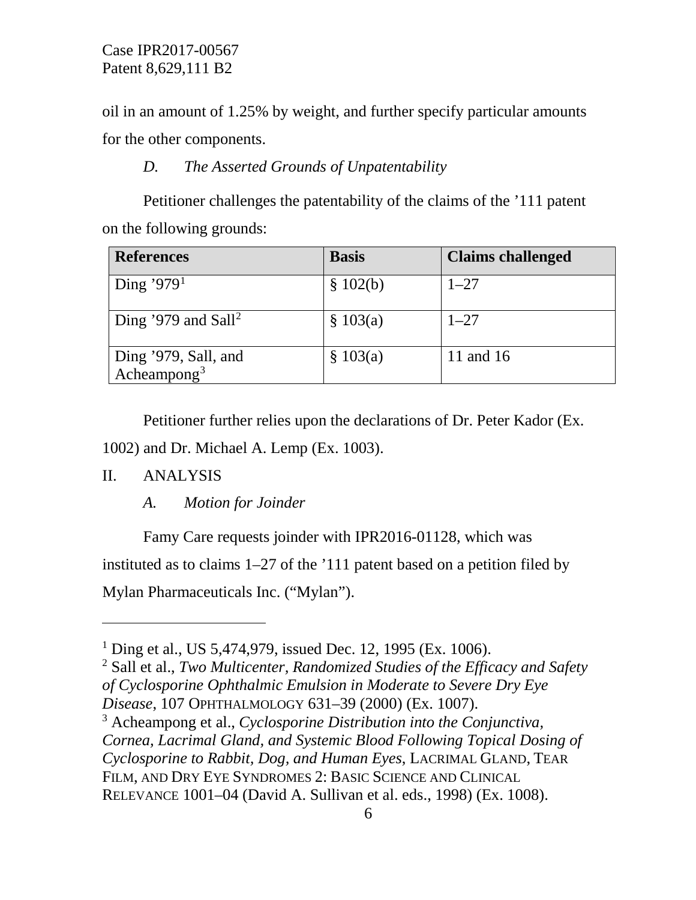oil in an amount of 1.25% by weight, and further specify particular amounts for the other components.

### *D. The Asserted Grounds of Unpatentability*

Petitioner challenges the patentability of the claims of the '111 patent on the following grounds:

| References | Basis | Claims challenged |
|---|---|---|
| Ding '979[1] | § 102(b) | 1–27 |
| Ding '979 and Sall[2] | § 103(a) | 1–27 |
| Ding '979, Sall, and Acheampong[3] | § 103(a) | 11 and 16 |

Petitioner further relies upon the declarations of Dr. Peter Kador (Ex. 1002) and Dr. Michael A. Lemp (Ex. 1003).

## II. ANALYSIS

### *A. Motion for Joinder*

Famy Care requests joinder with IPR2016-01128, which was instituted as to claims 1–27 of the '111 patent based on a petition filed by Mylan Pharmaceuticals Inc. ("Mylan").

---

[1] Ding et al., US 5,474,979, issued Dec. 12, 1995 (Ex. 1006).

[2] Sall et al., *Two Multicenter, Randomized Studies of the Efficacy and Safety of Cyclosporine Ophthalmic Emulsion in Moderate to Severe Dry Eye Disease*, 107 OPHTHALMOLOGY 631–39 (2000) (Ex. 1007).

[3] Acheampong et al., *Cyclosporine Distribution into the Conjunctiva, Cornea, Lacrimal Gland, and Systemic Blood Following Topical Dosing of Cyclosporine to Rabbit, Dog, and Human Eyes*, LACRIMAL GLAND, TEAR FILM, AND DRY EYE SYNDROMES 2: BASIC SCIENCE AND CLINICAL RELEVANCE 1001–04 (David A. Sullivan et al. eds., 1998) (Ex. 1008).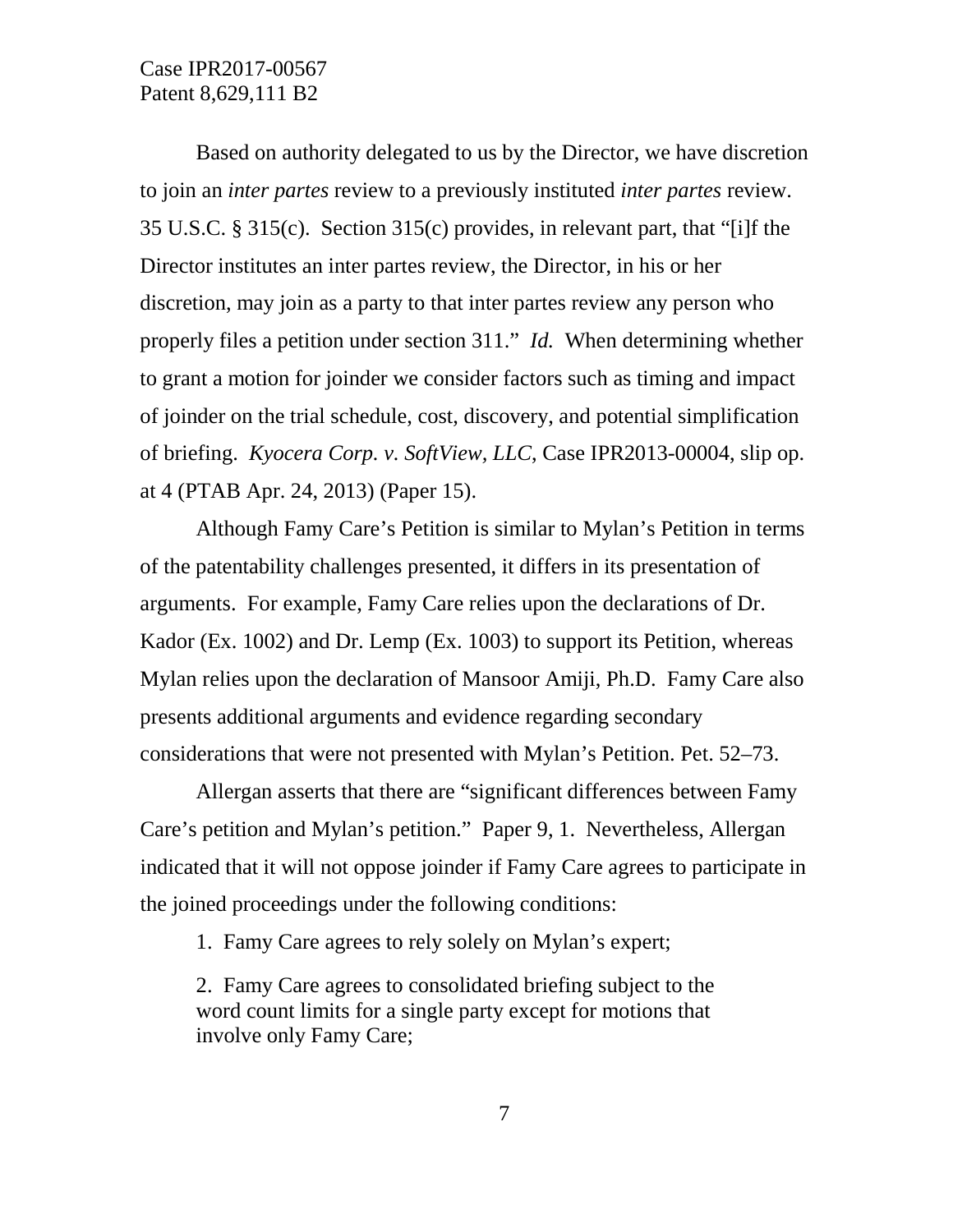Based on authority delegated to us by the Director, we have discretion to join an *inter partes* review to a previously instituted *inter partes* review. 35 U.S.C. § 315(c). Section 315(c) provides, in relevant part, that "[i]f the Director institutes an inter partes review, the Director, in his or her discretion, may join as a party to that inter partes review any person who properly files a petition under section 311." *Id.* When determining whether to grant a motion for joinder we consider factors such as timing and impact of joinder on the trial schedule, cost, discovery, and potential simplification of briefing. *Kyocera Corp. v. SoftView, LLC*, Case IPR2013-00004, slip op. at 4 (PTAB Apr. 24, 2013) (Paper 15).

Although Famy Care's Petition is similar to Mylan's Petition in terms of the patentability challenges presented, it differs in its presentation of arguments. For example, Famy Care relies upon the declarations of Dr. Kador (Ex. 1002) and Dr. Lemp (Ex. 1003) to support its Petition, whereas Mylan relies upon the declaration of Mansoor Amiji, Ph.D. Famy Care also presents additional arguments and evidence regarding secondary considerations that were not presented with Mylan's Petition. Pet. 52–73.

Allergan asserts that there are "significant differences between Famy Care's petition and Mylan's petition." Paper 9, 1. Nevertheless, Allergan indicated that it will not oppose joinder if Famy Care agrees to participate in the joined proceedings under the following conditions:

1. Famy Care agrees to rely solely on Mylan's expert;

2. Famy Care agrees to consolidated briefing subject to the word count limits for a single party except for motions that involve only Famy Care;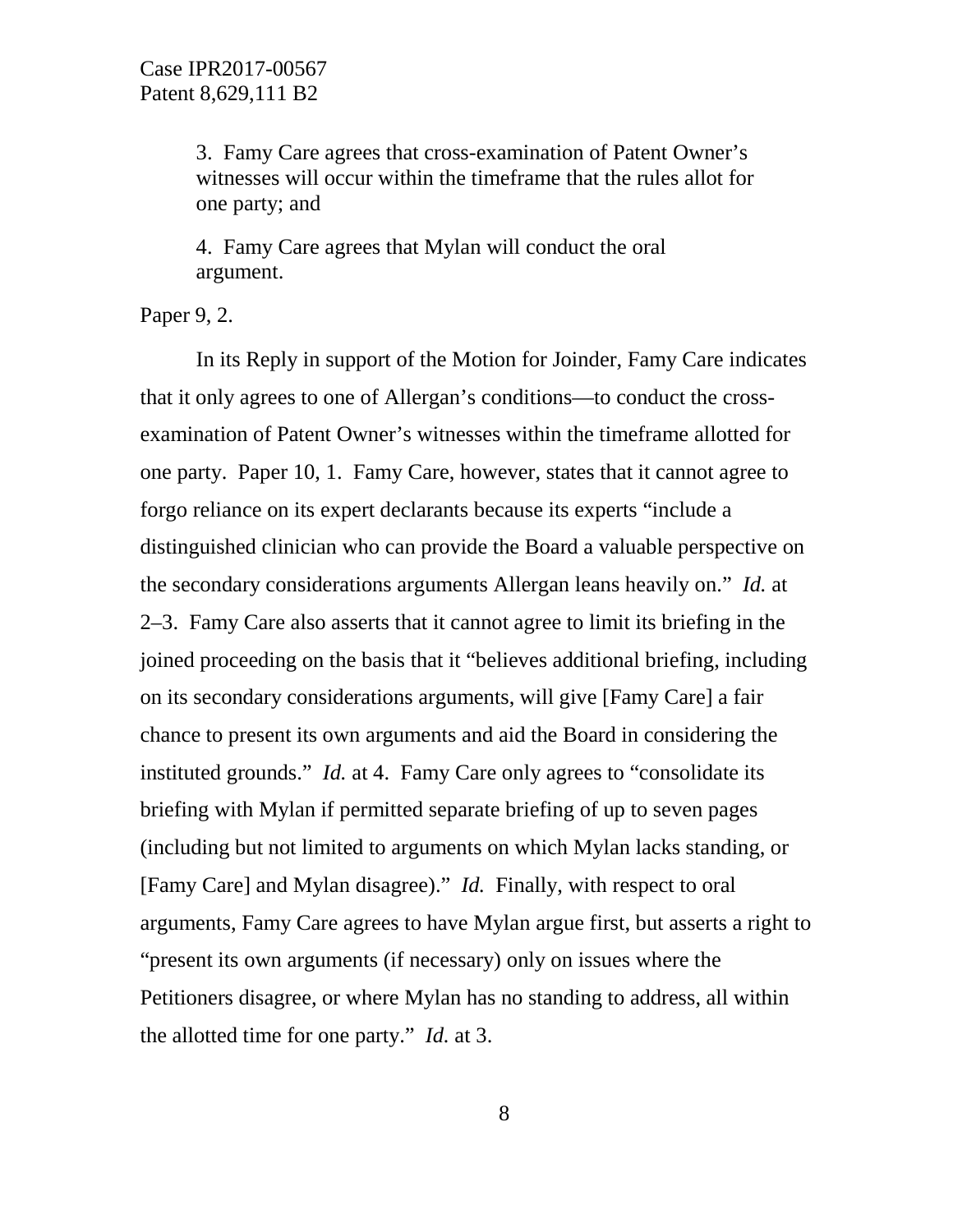> 3. Famy Care agrees that cross-examination of Patent Owner's witnesses will occur within the timeframe that the rules allot for one party; and
>
> 4. Famy Care agrees that Mylan will conduct the oral argument.

Paper 9, 2.

In its Reply in support of the Motion for Joinder, Famy Care indicates that it only agrees to one of Allergan's conditions—to conduct the cross-examination of Patent Owner's witnesses within the timeframe allotted for one party. Paper 10, 1. Famy Care, however, states that it cannot agree to forgo reliance on its expert declarants because its experts "include a distinguished clinician who can provide the Board a valuable perspective on the secondary considerations arguments Allergan leans heavily on." *Id.* at 2–3. Famy Care also asserts that it cannot agree to limit its briefing in the joined proceeding on the basis that it "believes additional briefing, including on its secondary considerations arguments, will give [Famy Care] a fair chance to present its own arguments and aid the Board in considering the instituted grounds." *Id.* at 4. Famy Care only agrees to "consolidate its briefing with Mylan if permitted separate briefing of up to seven pages (including but not limited to arguments on which Mylan lacks standing, or [Famy Care] and Mylan disagree)." *Id.* Finally, with respect to oral arguments, Famy Care agrees to have Mylan argue first, but asserts a right to "present its own arguments (if necessary) only on issues where the Petitioners disagree, or where Mylan has no standing to address, all within the allotted time for one party." *Id.* at 3.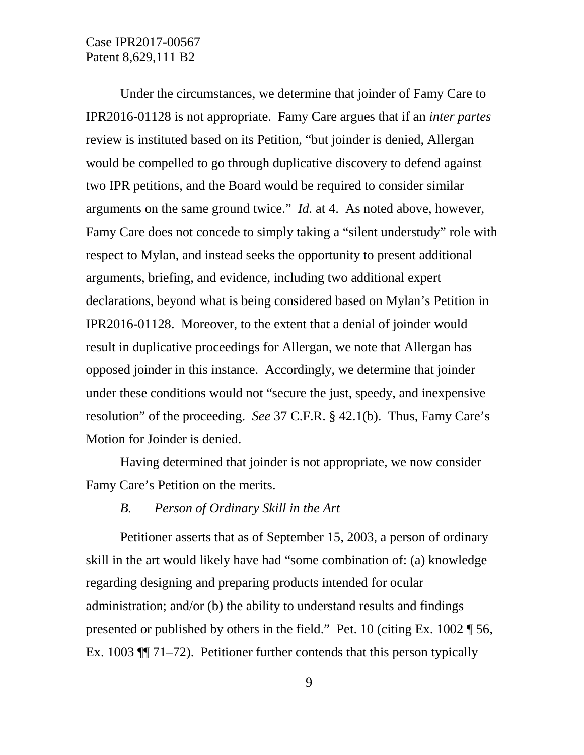Under the circumstances, we determine that joinder of Famy Care to IPR2016-01128 is not appropriate. Famy Care argues that if an *inter partes* review is instituted based on its Petition, "but joinder is denied, Allergan would be compelled to go through duplicative discovery to defend against two IPR petitions, and the Board would be required to consider similar arguments on the same ground twice." *Id.* at 4. As noted above, however, Famy Care does not concede to simply taking a "silent understudy" role with respect to Mylan, and instead seeks the opportunity to present additional arguments, briefing, and evidence, including two additional expert declarations, beyond what is being considered based on Mylan's Petition in IPR2016-01128. Moreover, to the extent that a denial of joinder would result in duplicative proceedings for Allergan, we note that Allergan has opposed joinder in this instance. Accordingly, we determine that joinder under these conditions would not "secure the just, speedy, and inexpensive resolution" of the proceeding. *See* 37 C.F.R. § 42.1(b). Thus, Famy Care's Motion for Joinder is denied.

Having determined that joinder is not appropriate, we now consider Famy Care's Petition on the merits.

### *B. Person of Ordinary Skill in the Art*

Petitioner asserts that as of September 15, 2003, a person of ordinary skill in the art would likely have had "some combination of: (a) knowledge regarding designing and preparing products intended for ocular administration; and/or (b) the ability to understand results and findings presented or published by others in the field." Pet. 10 (citing Ex. 1002 ¶ 56, Ex. 1003 ¶¶ 71–72). Petitioner further contends that this person typically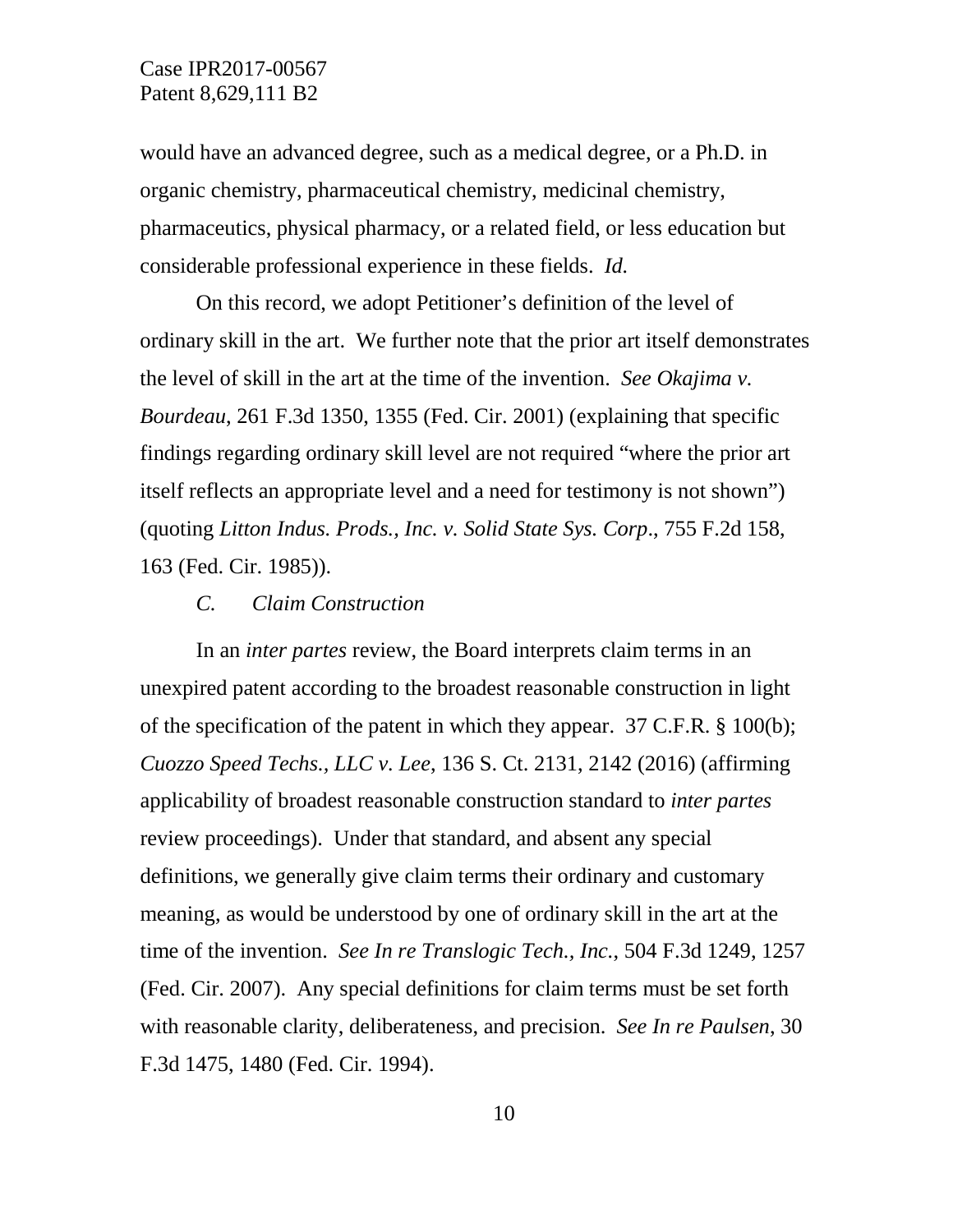would have an advanced degree, such as a medical degree, or a Ph.D. in organic chemistry, pharmaceutical chemistry, medicinal chemistry, pharmaceutics, physical pharmacy, or a related field, or less education but considerable professional experience in these fields. *Id.*

On this record, we adopt Petitioner's definition of the level of ordinary skill in the art. We further note that the prior art itself demonstrates the level of skill in the art at the time of the invention. *See Okajima v. Bourdeau*, 261 F.3d 1350, 1355 (Fed. Cir. 2001) (explaining that specific findings regarding ordinary skill level are not required "where the prior art itself reflects an appropriate level and a need for testimony is not shown") (quoting *Litton Indus. Prods., Inc. v. Solid State Sys. Corp*., 755 F.2d 158, 163 (Fed. Cir. 1985)).

### *C. Claim Construction*

In an *inter partes* review, the Board interprets claim terms in an unexpired patent according to the broadest reasonable construction in light of the specification of the patent in which they appear. 37 C.F.R. § 100(b); *Cuozzo Speed Techs., LLC v. Lee*, 136 S. Ct. 2131, 2142 (2016) (affirming applicability of broadest reasonable construction standard to *inter partes* review proceedings). Under that standard, and absent any special definitions, we generally give claim terms their ordinary and customary meaning, as would be understood by one of ordinary skill in the art at the time of the invention. *See In re Translogic Tech., Inc.*, 504 F.3d 1249, 1257 (Fed. Cir. 2007). Any special definitions for claim terms must be set forth with reasonable clarity, deliberateness, and precision. *See In re Paulsen*, 30 F.3d 1475, 1480 (Fed. Cir. 1994).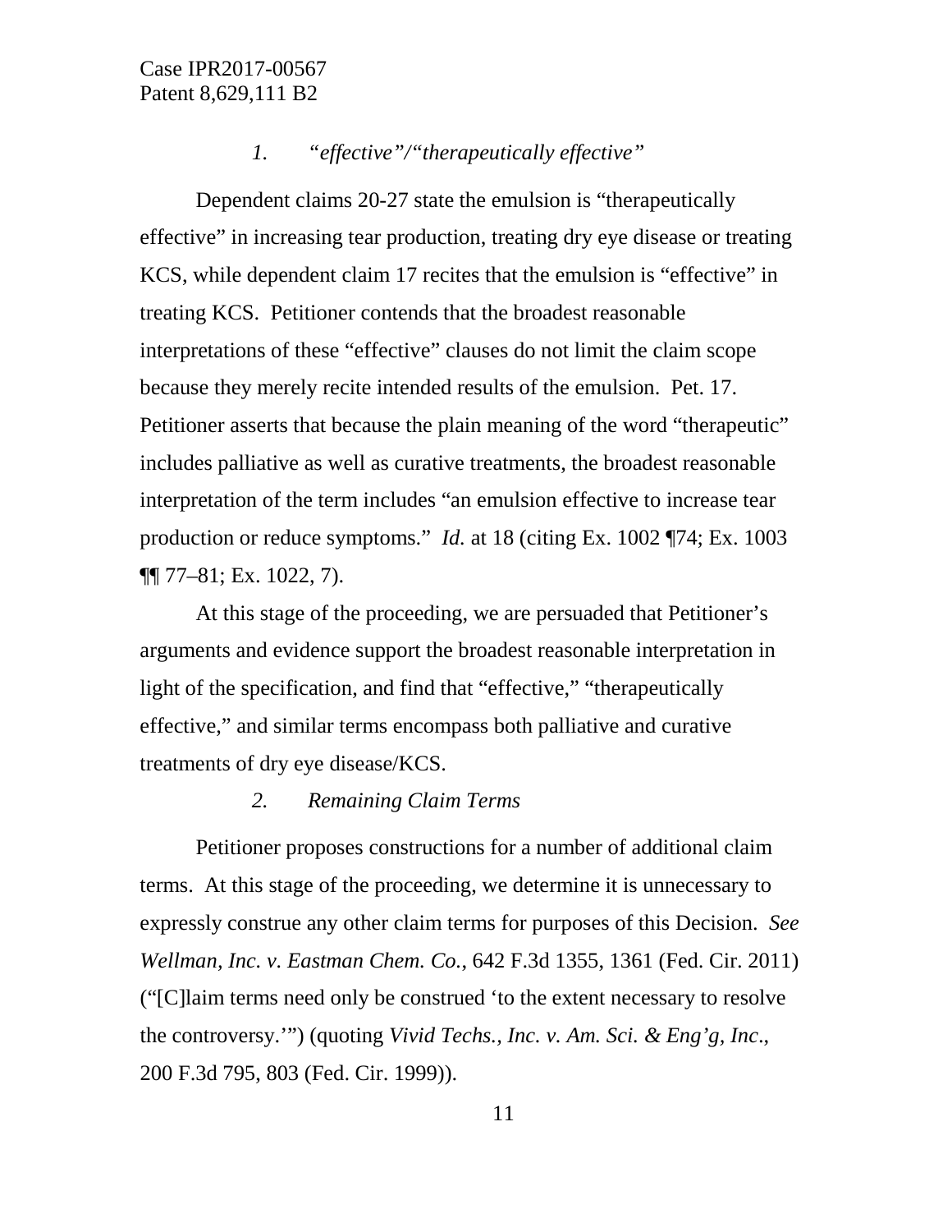### *1. "effective"/"therapeutically effective"*

Dependent claims 20-27 state the emulsion is "therapeutically effective" in increasing tear production, treating dry eye disease or treating KCS, while dependent claim 17 recites that the emulsion is "effective" in treating KCS. Petitioner contends that the broadest reasonable interpretations of these "effective" clauses do not limit the claim scope because they merely recite intended results of the emulsion. Pet. 17. Petitioner asserts that because the plain meaning of the word "therapeutic" includes palliative as well as curative treatments, the broadest reasonable interpretation of the term includes "an emulsion effective to increase tear production or reduce symptoms." *Id.* at 18 (citing Ex. 1002 ¶74; Ex. 1003 ¶¶ 77–81; Ex. 1022, 7).

At this stage of the proceeding, we are persuaded that Petitioner's arguments and evidence support the broadest reasonable interpretation in light of the specification, and find that "effective," "therapeutically effective," and similar terms encompass both palliative and curative treatments of dry eye disease/KCS.

### *2. Remaining Claim Terms*

Petitioner proposes constructions for a number of additional claim terms. At this stage of the proceeding, we determine it is unnecessary to expressly construe any other claim terms for purposes of this Decision. *See Wellman, Inc. v. Eastman Chem. Co.*, 642 F.3d 1355, 1361 (Fed. Cir. 2011) ("[C]laim terms need only be construed 'to the extent necessary to resolve the controversy.'") (quoting *Vivid Techs., Inc. v. Am. Sci. & Eng'g, Inc.*, 200 F.3d 795, 803 (Fed. Cir. 1999)).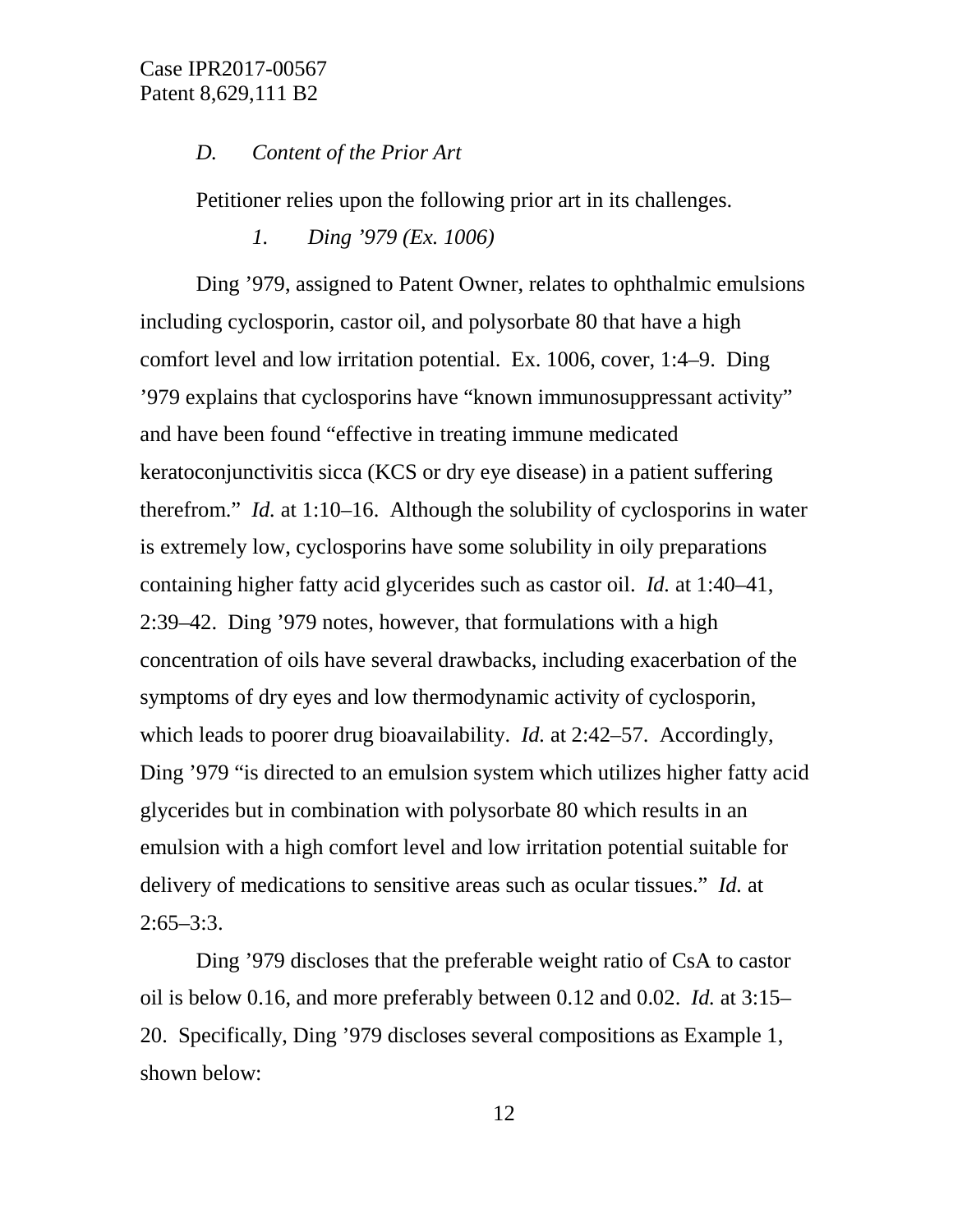### *D. Content of the Prior Art*

Petitioner relies upon the following prior art in its challenges.

#### *1. Ding '979 (Ex. 1006)*

Ding '979, assigned to Patent Owner, relates to ophthalmic emulsions including cyclosporin, castor oil, and polysorbate 80 that have a high comfort level and low irritation potential. Ex. 1006, cover, 1:4–9. Ding '979 explains that cyclosporins have "known immunosuppressant activity" and have been found "effective in treating immune medicated keratoconjunctivitis sicca (KCS or dry eye disease) in a patient suffering therefrom." *Id.* at 1:10–16. Although the solubility of cyclosporins in water is extremely low, cyclosporins have some solubility in oily preparations containing higher fatty acid glycerides such as castor oil. *Id.* at 1:40–41, 2:39–42. Ding '979 notes, however, that formulations with a high concentration of oils have several drawbacks, including exacerbation of the symptoms of dry eyes and low thermodynamic activity of cyclosporin, which leads to poorer drug bioavailability. *Id.* at 2:42–57. Accordingly, Ding '979 "is directed to an emulsion system which utilizes higher fatty acid glycerides but in combination with polysorbate 80 which results in an emulsion with a high comfort level and low irritation potential suitable for delivery of medications to sensitive areas such as ocular tissues." *Id.* at 2:65–3:3.

Ding '979 discloses that the preferable weight ratio of CsA to castor oil is below 0.16, and more preferably between 0.12 and 0.02. *Id.* at 3:15–20. Specifically, Ding '979 discloses several compositions as Example 1, shown below: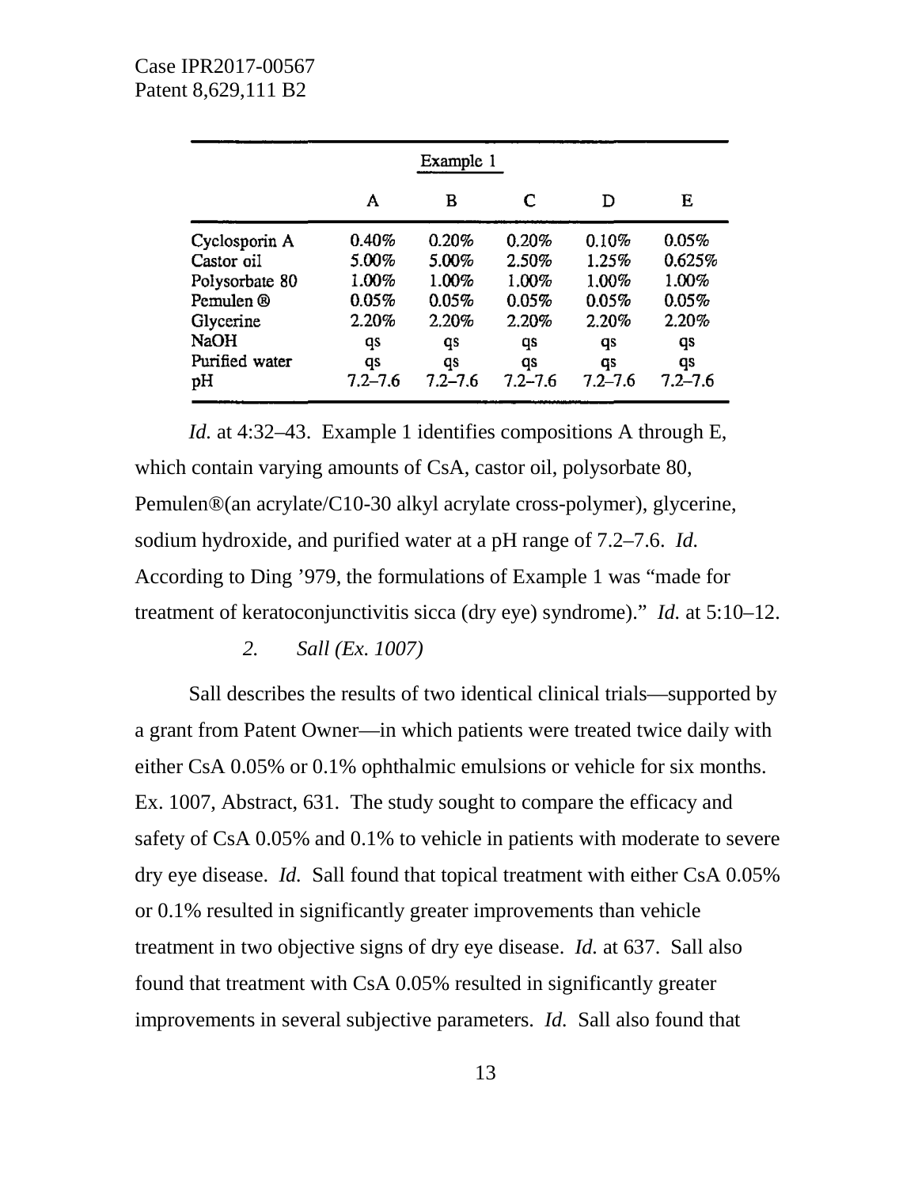| | Example 1 | | | | |
|---|---|---|---|---|---|
| | A | B | C | D | E |
| Cyclosporin A | 0.40% | 0.20% | 0.20% | 0.10% | 0.05% |
| Castor oil | 5.00% | 5.00% | 2.50% | 1.25% | 0.625% |
| Polysorbate 80 | 1.00% | 1.00% | 1.00% | 1.00% | 1.00% |
| Pemulen ® | 0.05% | 0.05% | 0.05% | 0.05% | 0.05% |
| Glycerine | 2.20% | 2.20% | 2.20% | 2.20% | 2.20% |
| NaOH | qs | qs | qs | qs | qs |
| Purified water | qs | qs | qs | qs | qs |
| pH | 7.2–7.6 | 7.2–7.6 | 7.2–7.6 | 7.2–7.6 | 7.2–7.6 |

*Id.* at 4:32–43. Example 1 identifies compositions A through E, which contain varying amounts of CsA, castor oil, polysorbate 80, Pemulen®(an acrylate/C10-30 alkyl acrylate cross-polymer), glycerine, sodium hydroxide, and purified water at a pH range of 7.2–7.6. *Id.* According to Ding '979, the formulations of Example 1 was "made for treatment of keratoconjunctivitis sicca (dry eye) syndrome)." *Id.* at 5:10–12.

*2. Sall (Ex. 1007)*

Sall describes the results of two identical clinical trials—supported by a grant from Patent Owner—in which patients were treated twice daily with either CsA 0.05% or 0.1% ophthalmic emulsions or vehicle for six months. Ex. 1007, Abstract, 631. The study sought to compare the efficacy and safety of CsA 0.05% and 0.1% to vehicle in patients with moderate to severe dry eye disease. *Id.* Sall found that topical treatment with either CsA 0.05% or 0.1% resulted in significantly greater improvements than vehicle treatment in two objective signs of dry eye disease. *Id.* at 637. Sall also found that treatment with CsA 0.05% resulted in significantly greater improvements in several subjective parameters. *Id.* Sall also found that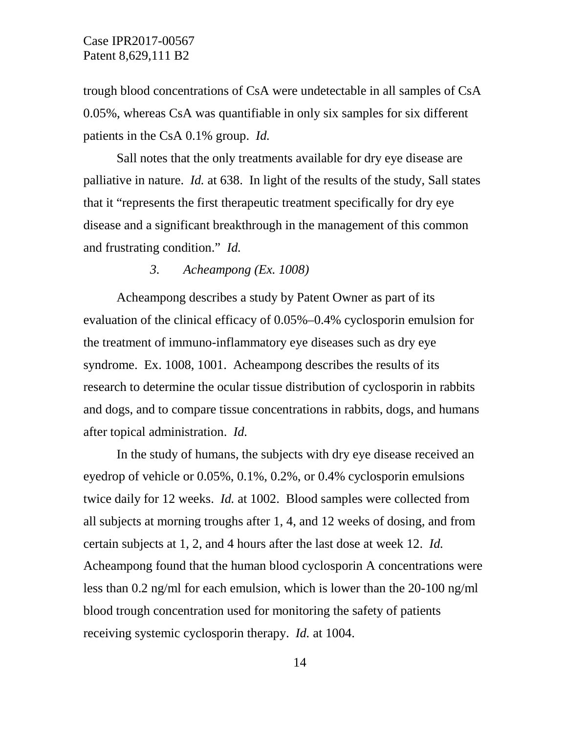trough blood concentrations of CsA were undetectable in all samples of CsA 0.05%, whereas CsA was quantifiable in only six samples for six different patients in the CsA 0.1% group. *Id.*

Sall notes that the only treatments available for dry eye disease are palliative in nature. *Id.* at 638. In light of the results of the study, Sall states that it "represents the first therapeutic treatment specifically for dry eye disease and a significant breakthrough in the management of this common and frustrating condition." *Id.*

*3. Acheampong (Ex. 1008)*

Acheampong describes a study by Patent Owner as part of its evaluation of the clinical efficacy of 0.05%–0.4% cyclosporin emulsion for the treatment of immuno-inflammatory eye diseases such as dry eye syndrome. Ex. 1008, 1001. Acheampong describes the results of its research to determine the ocular tissue distribution of cyclosporin in rabbits and dogs, and to compare tissue concentrations in rabbits, dogs, and humans after topical administration. *Id.*

In the study of humans, the subjects with dry eye disease received an eyedrop of vehicle or 0.05%, 0.1%, 0.2%, or 0.4% cyclosporin emulsions twice daily for 12 weeks. *Id.* at 1002. Blood samples were collected from all subjects at morning troughs after 1, 4, and 12 weeks of dosing, and from certain subjects at 1, 2, and 4 hours after the last dose at week 12. *Id.* Acheampong found that the human blood cyclosporin A concentrations were less than 0.2 ng/ml for each emulsion, which is lower than the 20-100 ng/ml blood trough concentration used for monitoring the safety of patients receiving systemic cyclosporin therapy. *Id.* at 1004.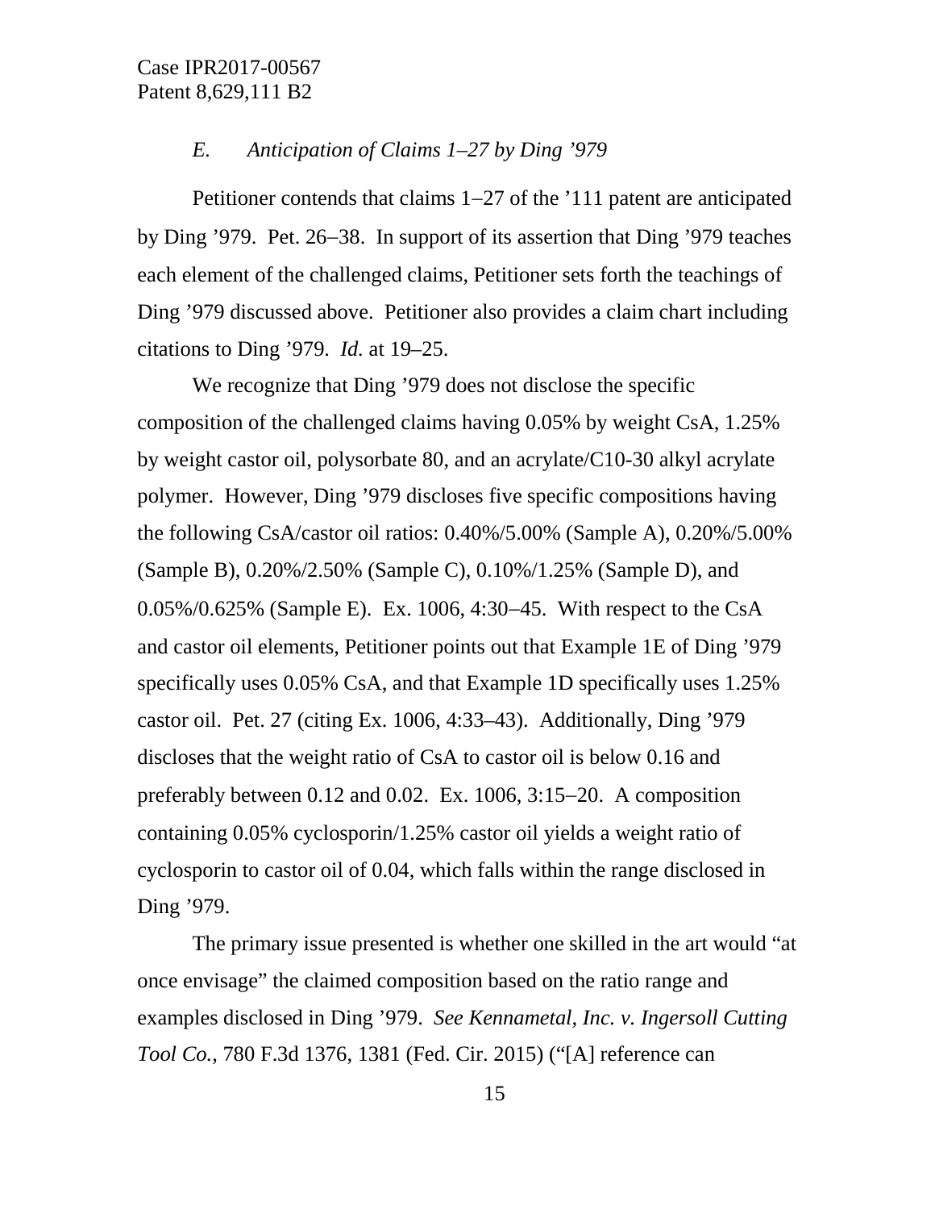### *E. Anticipation of Claims 1–27 by Ding '979*

Petitioner contends that claims 1–27 of the '111 patent are anticipated by Ding '979. Pet. 26–38. In support of its assertion that Ding '979 teaches each element of the challenged claims, Petitioner sets forth the teachings of Ding '979 discussed above. Petitioner also provides a claim chart including citations to Ding '979. *Id.* at 19–25.

We recognize that Ding '979 does not disclose the specific composition of the challenged claims having 0.05% by weight CsA, 1.25% by weight castor oil, polysorbate 80, and an acrylate/C10-30 alkyl acrylate polymer. However, Ding '979 discloses five specific compositions having the following CsA/castor oil ratios: 0.40%/5.00% (Sample A), 0.20%/5.00% (Sample B), 0.20%/2.50% (Sample C), 0.10%/1.25% (Sample D), and 0.05%/0.625% (Sample E). Ex. 1006, 4:30–45. With respect to the CsA and castor oil elements, Petitioner points out that Example 1E of Ding '979 specifically uses 0.05% CsA, and that Example 1D specifically uses 1.25% castor oil. Pet. 27 (citing Ex. 1006, 4:33–43). Additionally, Ding '979 discloses that the weight ratio of CsA to castor oil is below 0.16 and preferably between 0.12 and 0.02. Ex. 1006, 3:15–20. A composition containing 0.05% cyclosporin/1.25% castor oil yields a weight ratio of cyclosporin to castor oil of 0.04, which falls within the range disclosed in Ding '979.

The primary issue presented is whether one skilled in the art would "at once envisage" the claimed composition based on the ratio range and examples disclosed in Ding '979. *See Kennametal, Inc. v. Ingersoll Cutting Tool Co.*, 780 F.3d 1376, 1381 (Fed. Cir. 2015) ("[A] reference can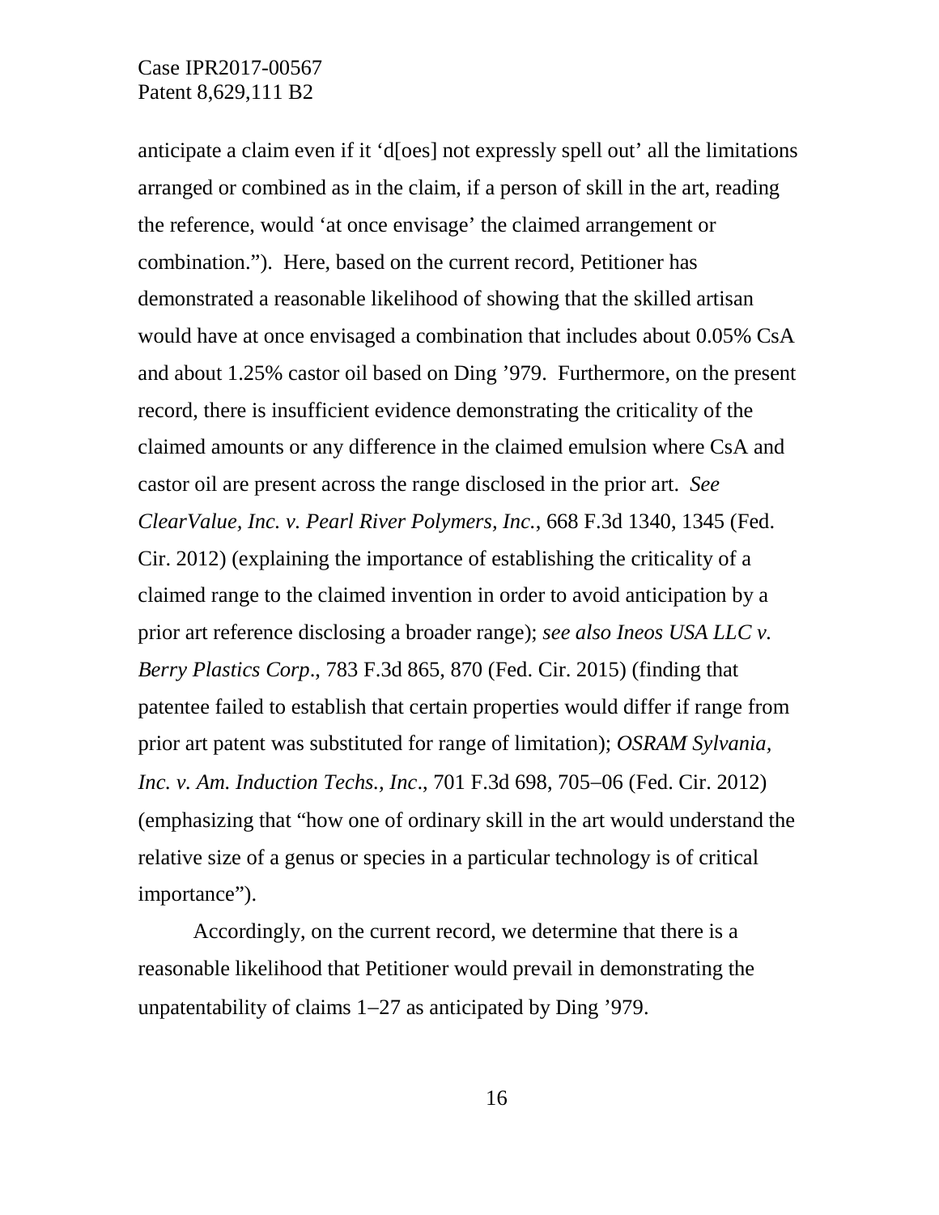anticipate a claim even if it 'd[oes] not expressly spell out' all the limitations arranged or combined as in the claim, if a person of skill in the art, reading the reference, would 'at once envisage' the claimed arrangement or combination."). Here, based on the current record, Petitioner has demonstrated a reasonable likelihood of showing that the skilled artisan would have at once envisaged a combination that includes about 0.05% CsA and about 1.25% castor oil based on Ding '979. Furthermore, on the present record, there is insufficient evidence demonstrating the criticality of the claimed amounts or any difference in the claimed emulsion where CsA and castor oil are present across the range disclosed in the prior art. *See ClearValue, Inc. v. Pearl River Polymers, Inc.*, 668 F.3d 1340, 1345 (Fed. Cir. 2012) (explaining the importance of establishing the criticality of a claimed range to the claimed invention in order to avoid anticipation by a prior art reference disclosing a broader range); *see also Ineos USA LLC v. Berry Plastics Corp*., 783 F.3d 865, 870 (Fed. Cir. 2015) (finding that patentee failed to establish that certain properties would differ if range from prior art patent was substituted for range of limitation); *OSRAM Sylvania, Inc. v. Am. Induction Techs., Inc*., 701 F.3d 698, 705–06 (Fed. Cir. 2012) (emphasizing that "how one of ordinary skill in the art would understand the relative size of a genus or species in a particular technology is of critical importance").

Accordingly, on the current record, we determine that there is a reasonable likelihood that Petitioner would prevail in demonstrating the unpatentability of claims 1–27 as anticipated by Ding '979.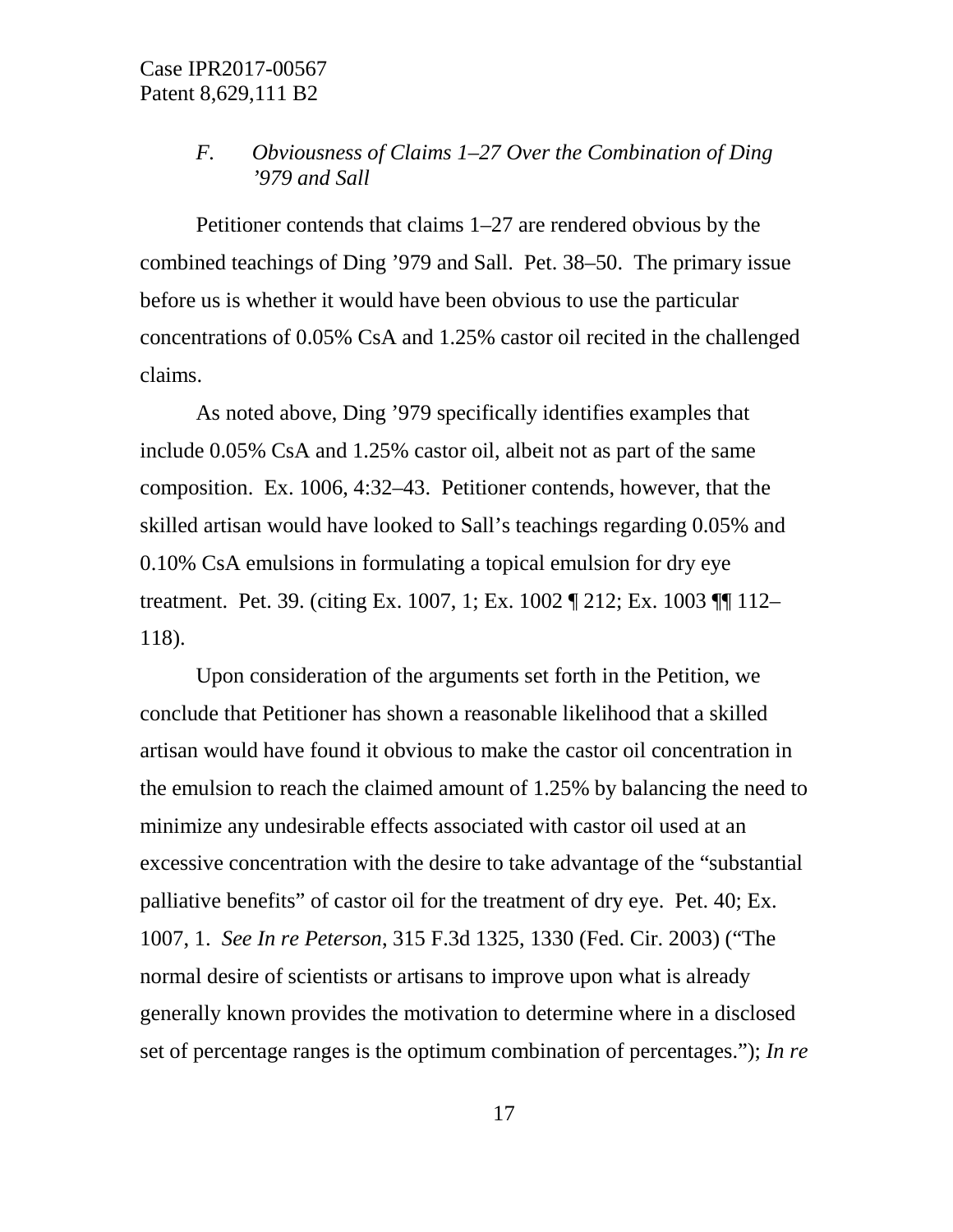### *F. Obviousness of Claims 1–27 Over the Combination of Ding ’979 and Sall*

Petitioner contends that claims 1–27 are rendered obvious by the combined teachings of Ding ’979 and Sall. Pet. 38–50. The primary issue before us is whether it would have been obvious to use the particular concentrations of 0.05% CsA and 1.25% castor oil recited in the challenged claims.

As noted above, Ding ’979 specifically identifies examples that include 0.05% CsA and 1.25% castor oil, albeit not as part of the same composition. Ex. 1006, 4:32–43. Petitioner contends, however, that the skilled artisan would have looked to Sall’s teachings regarding 0.05% and 0.10% CsA emulsions in formulating a topical emulsion for dry eye treatment. Pet. 39. (citing Ex. 1007, 1; Ex. 1002 ¶ 212; Ex. 1003 ¶¶ 112–118).

Upon consideration of the arguments set forth in the Petition, we conclude that Petitioner has shown a reasonable likelihood that a skilled artisan would have found it obvious to make the castor oil concentration in the emulsion to reach the claimed amount of 1.25% by balancing the need to minimize any undesirable effects associated with castor oil used at an excessive concentration with the desire to take advantage of the “substantial palliative benefits” of castor oil for the treatment of dry eye. Pet. 40; Ex. 1007, 1. *See In re Peterson*, 315 F.3d 1325, 1330 (Fed. Cir. 2003) (“The normal desire of scientists or artisans to improve upon what is already generally known provides the motivation to determine where in a disclosed set of percentage ranges is the optimum combination of percentages.”); *In re*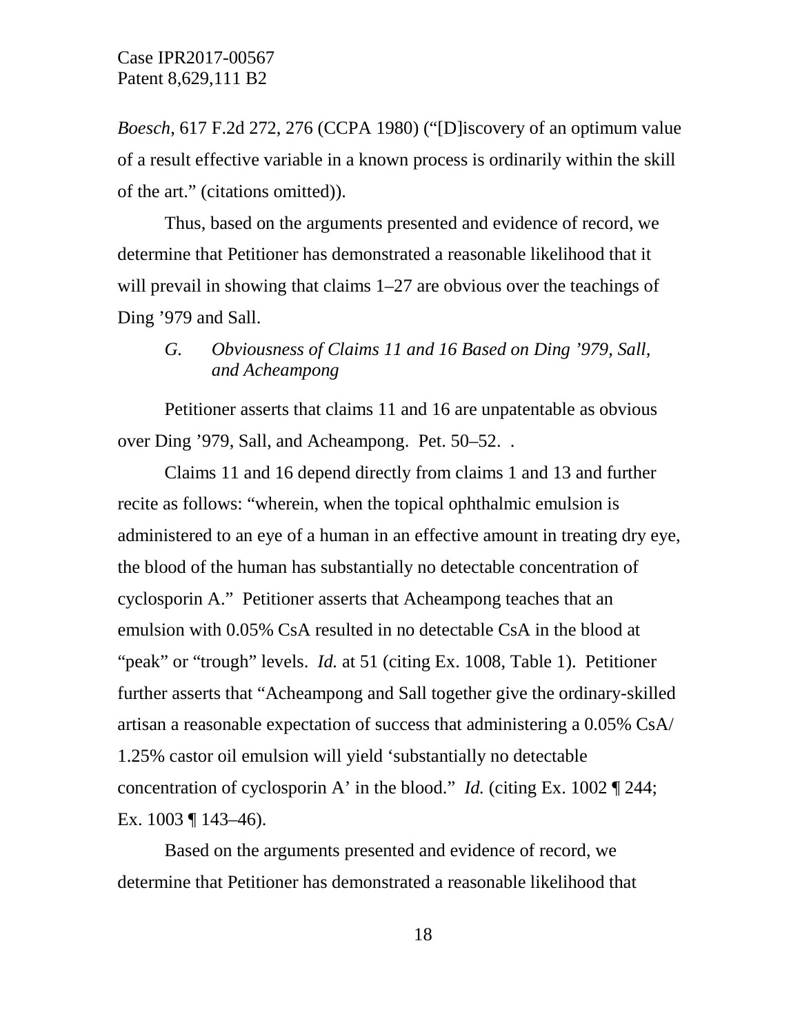*Boesch*, 617 F.2d 272, 276 (CCPA 1980) ("[D]iscovery of an optimum value of a result effective variable in a known process is ordinarily within the skill of the art." (citations omitted)).

Thus, based on the arguments presented and evidence of record, we determine that Petitioner has demonstrated a reasonable likelihood that it will prevail in showing that claims 1–27 are obvious over the teachings of Ding '979 and Sall.

### *G. Obviousness of Claims 11 and 16 Based on Ding '979, Sall, and Acheampong*

Petitioner asserts that claims 11 and 16 are unpatentable as obvious over Ding '979, Sall, and Acheampong. Pet. 50–52. .

Claims 11 and 16 depend directly from claims 1 and 13 and further recite as follows: "wherein, when the topical ophthalmic emulsion is administered to an eye of a human in an effective amount in treating dry eye, the blood of the human has substantially no detectable concentration of cyclosporin A." Petitioner asserts that Acheampong teaches that an emulsion with 0.05% CsA resulted in no detectable CsA in the blood at "peak" or "trough" levels. *Id.* at 51 (citing Ex. 1008, Table 1). Petitioner further asserts that "Acheampong and Sall together give the ordinary-skilled artisan a reasonable expectation of success that administering a 0.05% CsA/ 1.25% castor oil emulsion will yield 'substantially no detectable concentration of cyclosporin A' in the blood." *Id.* (citing Ex. 1002 ¶ 244; Ex. 1003 ¶ 143–46).

Based on the arguments presented and evidence of record, we determine that Petitioner has demonstrated a reasonable likelihood that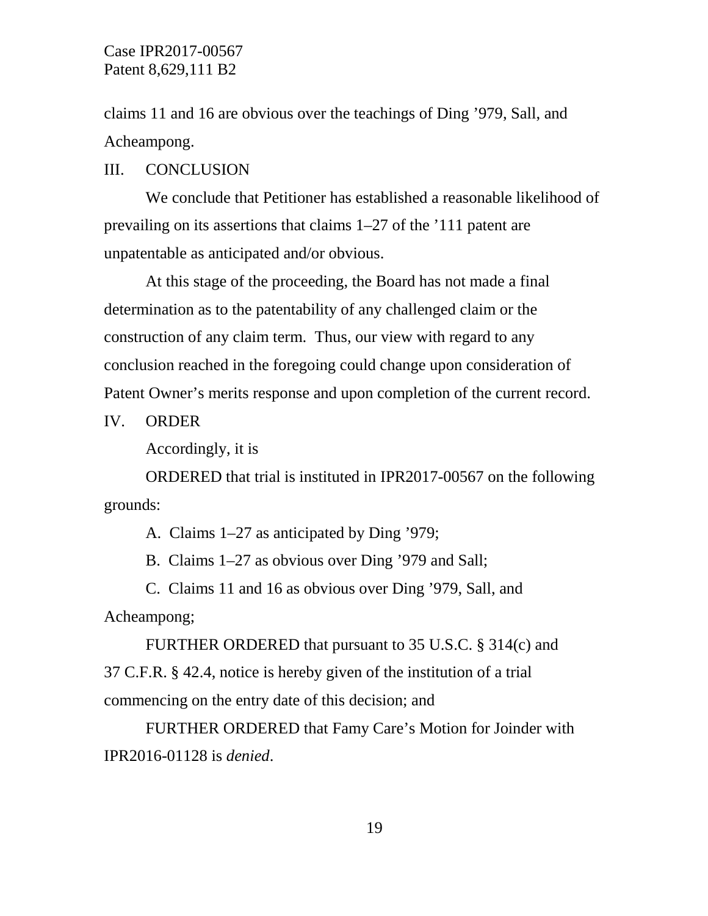claims 11 and 16 are obvious over the teachings of Ding ’979, Sall, and Acheampong.

## III. CONCLUSION

We conclude that Petitioner has established a reasonable likelihood of prevailing on its assertions that claims 1–27 of the ’111 patent are unpatentable as anticipated and/or obvious.

At this stage of the proceeding, the Board has not made a final determination as to the patentability of any challenged claim or the construction of any claim term. Thus, our view with regard to any conclusion reached in the foregoing could change upon consideration of Patent Owner’s merits response and upon completion of the current record.

## IV. ORDER

Accordingly, it is

ORDERED that trial is instituted in IPR2017-00567 on the following grounds:

A. Claims 1–27 as anticipated by Ding ’979;

B. Claims 1–27 as obvious over Ding ’979 and Sall;

C. Claims 11 and 16 as obvious over Ding ’979, Sall, and Acheampong;

FURTHER ORDERED that pursuant to 35 U.S.C. § 314(c) and 37 C.F.R. § 42.4, notice is hereby given of the institution of a trial commencing on the entry date of this decision; and

FURTHER ORDERED that Famy Care’s Motion for Joinder with IPR2016-01128 is *denied*.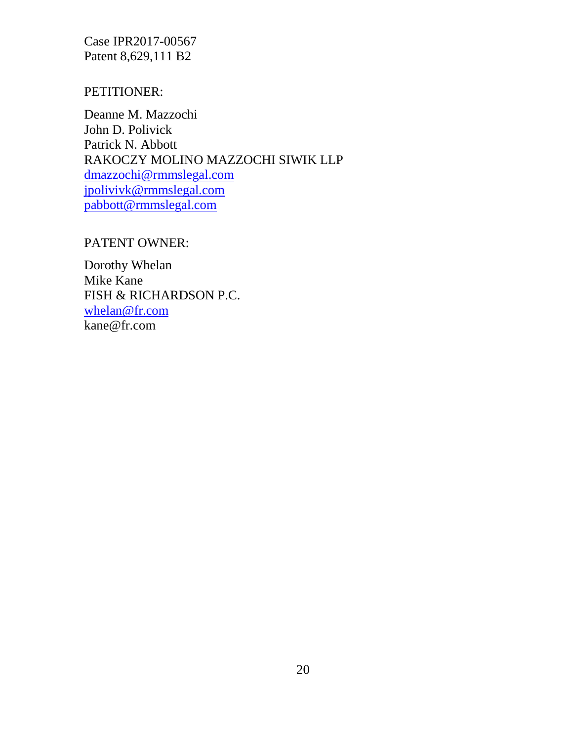PETITIONER:

Deanne M. Mazzochi
John D. Polivick
Patrick N. Abbott
RAKOCZY MOLINO MAZZOCHI SIWIK LLP
dmazzochi@rmmslegal.com
jpolivivk@rmmslegal.com
pabbott@rmmslegal.com

PATENT OWNER:

Dorothy Whelan
Mike Kane
FISH & RICHARDSON P.C.
whelan@fr.com
kane@fr.com